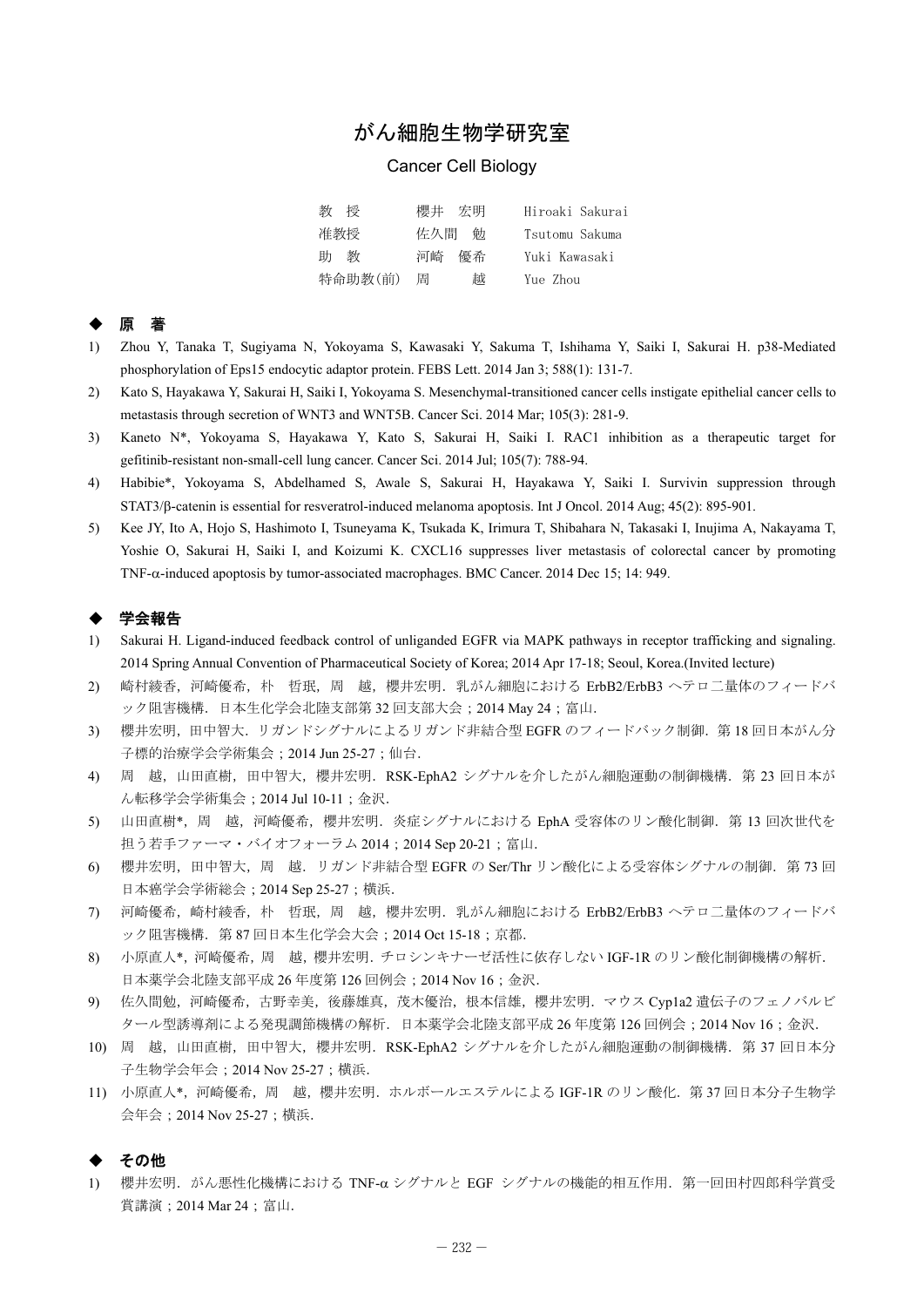# がん細胞生物学研究室

## Cancer Cell Biology

| | | |
|---|---|---|
| 教　授 | 櫻井　宏明 | Hiroaki Sakurai |
| 准教授 | 佐久間　勉 | Tsutomu Sakuma |
| 助　教 | 河崎　優希 | Yuki Kawasaki |
| 特命助教(前) | 周　　越 | Yue Zhou |

## ◆ 原　著

1) Zhou Y, Tanaka T, Sugiyama N, Yokoyama S, Kawasaki Y, Sakuma T, Ishihama Y, Saiki I, Sakurai H. p38-Mediated phosphorylation of Eps15 endocytic adaptor protein. FEBS Lett. 2014 Jan 3; 588(1): 131-7.
2) Kato S, Hayakawa Y, Sakurai H, Saiki I, Yokoyama S. Mesenchymal-transitioned cancer cells instigate epithelial cancer cells to metastasis through secretion of WNT3 and WNT5B. Cancer Sci. 2014 Mar; 105(3): 281-9.
3) Kaneto N*, Yokoyama S, Hayakawa Y, Kato S, Sakurai H, Saiki I. RAC1 inhibition as a therapeutic target for gefitinib-resistant non-small-cell lung cancer. Cancer Sci. 2014 Jul; 105(7): 788-94.
4) Habibie*, Yokoyama S, Abdelhamed S, Awale S, Sakurai H, Hayakawa Y, Saiki I. Survivin suppression through STAT3/β-catenin is essential for resveratrol-induced melanoma apoptosis. Int J Oncol. 2014 Aug; 45(2): 895-901.
5) Kee JY, Ito A, Hojo S, Hashimoto I, Tsuneyama K, Tsukada K, Irimura T, Shibahara N, Takasaki I, Inujima A, Nakayama T, Yoshie O, Sakurai H, Saiki I, and Koizumi K. CXCL16 suppresses liver metastasis of colorectal cancer by promoting TNF-α-induced apoptosis by tumor-associated macrophages. BMC Cancer. 2014 Dec 15; 14: 949.

## ◆ 学会報告

1) Sakurai H. Ligand-induced feedback control of unliganded EGFR via MAPK pathways in receptor trafficking and signaling. 2014 Spring Annual Convention of Pharmaceutical Society of Korea; 2014 Apr 17-18; Seoul, Korea.(Invited lecture)
2) 崎村綾香，河崎優希，朴　哲珉，周　越，櫻井宏明．乳がん細胞における ErbB2/ErbB3 ヘテロ二量体のフィードバック阻害機構．日本生化学会北陸支部第 32 回支部大会；2014 May 24；富山.
3) 櫻井宏明，田中智大．リガンドシグナルによるリガンド非結合型 EGFR のフィードバック制御．第 18 回日本がん分子標的治療学会学術集会；2014 Jun 25-27；仙台.
4) 周　越，山田直樹，田中智大，櫻井宏明．RSK-EphA2 シグナルを介したがん細胞運動の制御機構．第 23 回日本がん転移学会学術集会；2014 Jul 10-11；金沢.
5) 山田直樹*，周　越，河崎優希，櫻井宏明．炎症シグナルにおける EphA 受容体のリン酸化制御．第 13 回次世代を担う若手ファーマ・バイオフォーラム 2014；2014 Sep 20-21；富山.
6) 櫻井宏明，田中智大，周　越．リガンド非結合型 EGFR の Ser/Thr リン酸化による受容体シグナルの制御．第 73 回日本癌学会学術総会；2014 Sep 25-27；横浜.
7) 河崎優希，崎村綾香，朴　哲珉，周　越，櫻井宏明．乳がん細胞における ErbB2/ErbB3 ヘテロ二量体のフィードバック阻害機構．第 87 回日本生化学会大会；2014 Oct 15-18；京都.
8) 小原直人*，河崎優希，周　越，櫻井宏明．チロシンキナーゼ活性に依存しない IGF-1R のリン酸化制御機構の解析．日本薬学会北陸支部平成 26 年度第 126 回例会；2014 Nov 16；金沢.
9) 佐久間勉，河崎優希，古野幸美，後藤雄真，茂木優治，根本信雄，櫻井宏明．マウス Cyp1a2 遺伝子のフェノバルビタール型誘導剤による発現調節機構の解析．日本薬学会北陸支部平成 26 年度第 126 回例会；2014 Nov 16；金沢.
10) 周　越，山田直樹，田中智大，櫻井宏明．RSK-EphA2 シグナルを介したがん細胞運動の制御機構．第 37 回日本分子生物学会年会；2014 Nov 25-27；横浜.
11) 小原直人*，河崎優希，周　越，櫻井宏明．ホルボールエステルによる IGF-1R のリン酸化．第 37 回日本分子生物学会年会；2014 Nov 25-27；横浜.

## ◆ その他

1) 櫻井宏明．がん悪性化機構における TNF-α シグナルと EGF シグナルの機能的相互作用．第一回田村四郎科学賞受賞講演；2014 Mar 24；富山.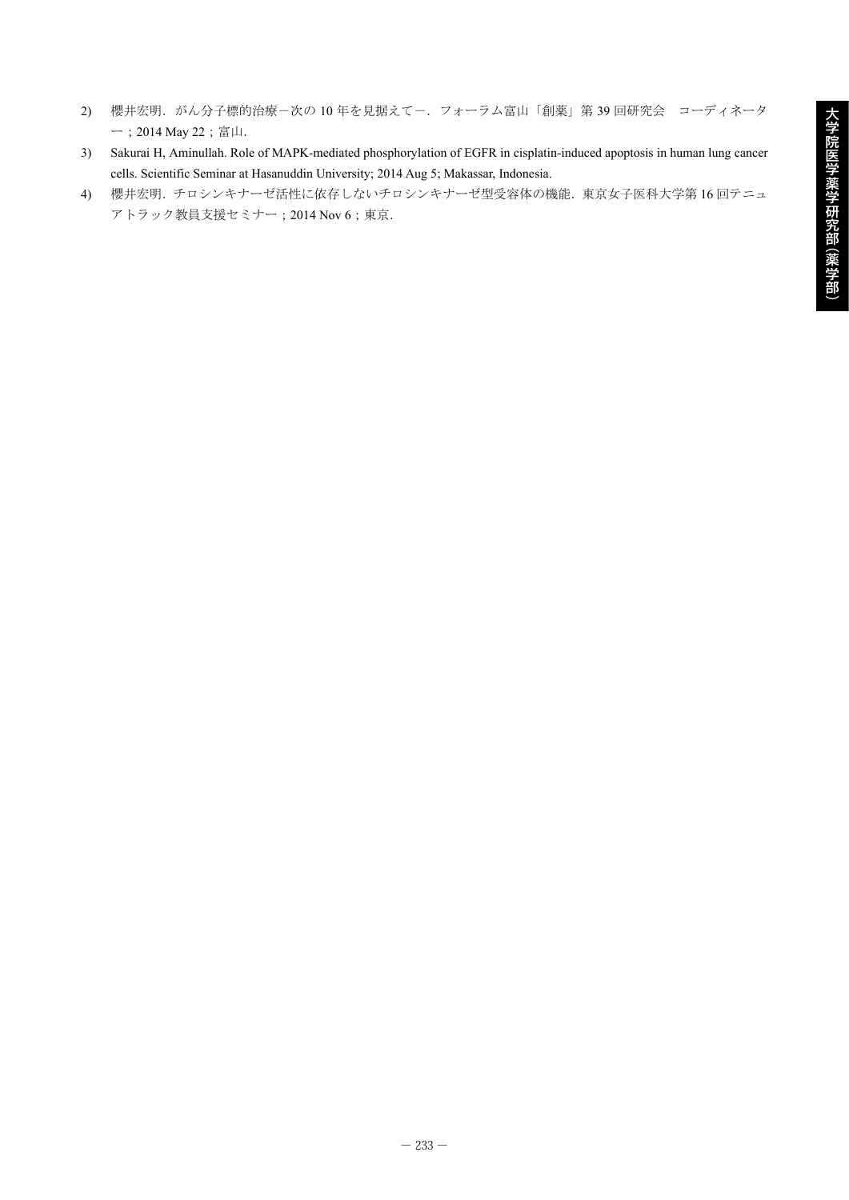2) 櫻井宏明．がん分子標的治療－次の 10 年を見据えて－．フォーラム富山「創薬」第 39 回研究会　コーディネーター；2014 May 22；富山．
3) Sakurai H, Aminullah. Role of MAPK-mediated phosphorylation of EGFR in cisplatin-induced apoptosis in human lung cancer cells. Scientific Seminar at Hasanuddin University; 2014 Aug 5; Makassar, Indonesia.
4) 櫻井宏明．チロシンキナーゼ活性に依存しないチロシンキナーゼ型受容体の機能．東京女子医科大学第 16 回テニュアトラック教員支援セミナー；2014 Nov 6；東京．